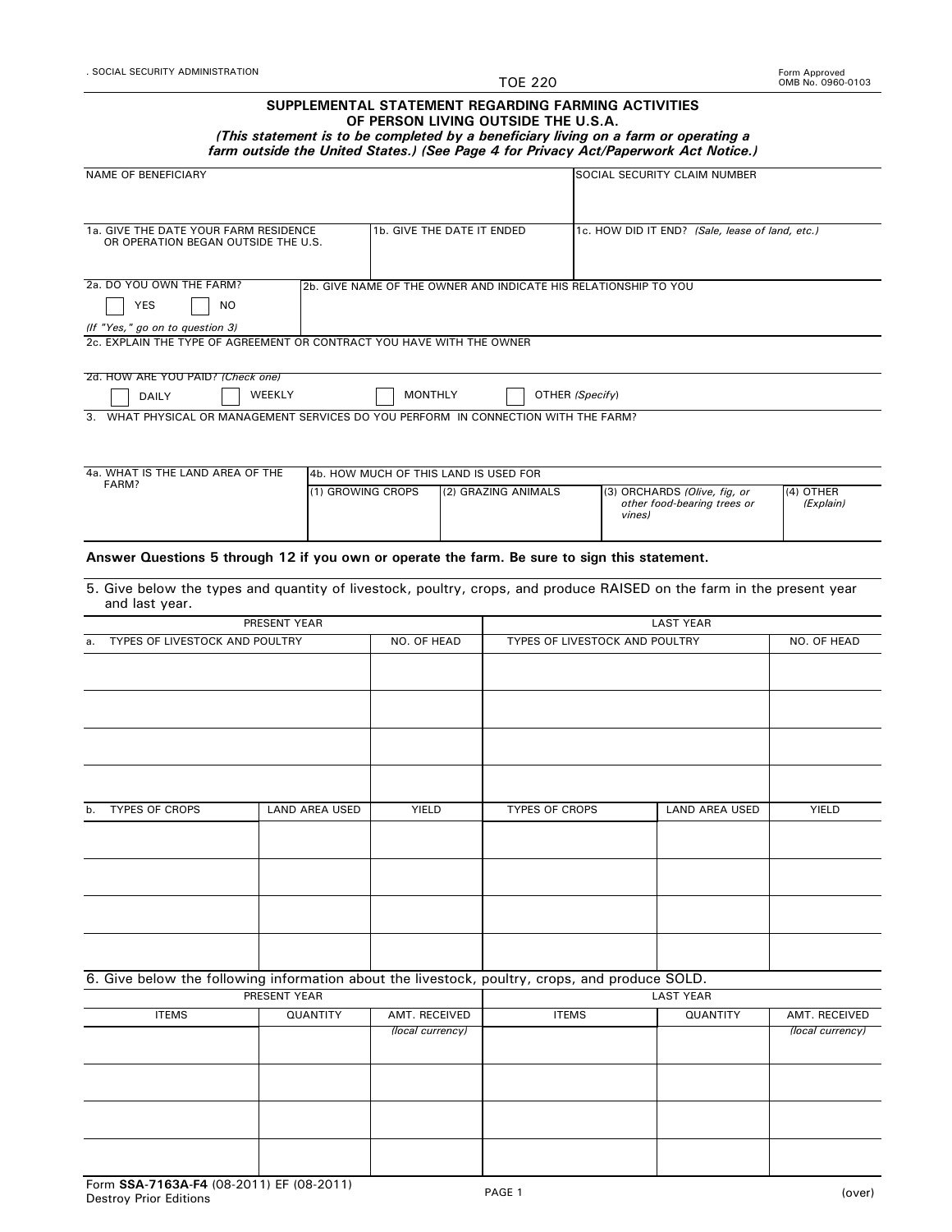. SOCIAL SECURITY ADMINISTRATION

TOE 220

Form Approved
OMB No. 0960-0103

# SUPPLEMENTAL STATEMENT REGARDING FARMING ACTIVITIES OF PERSON LIVING OUTSIDE THE U.S.A.

*(This statement is to be completed by a beneficiary living on a farm or operating a farm outside the United States.) (See Page 4 for Privacy Act/Paperwork Act Notice.)*

| NAME OF BENEFICIARY | SOCIAL SECURITY CLAIM NUMBER |
|---|---|
| | |

| 1a. GIVE THE DATE YOUR FARM RESIDENCE OR OPERATION BEGAN OUTSIDE THE U.S. | 1b. GIVE THE DATE IT ENDED | 1c. HOW DID IT END? *(Sale, lease of land, etc.)* |
|---|---|---|
| | | |

2a. DO YOU OWN THE FARM?

☐ YES ☐ NO

*(If "Yes," go on to question 3)*

2b. GIVE NAME OF THE OWNER AND INDICATE HIS RELATIONSHIP TO YOU

2c. EXPLAIN THE TYPE OF AGREEMENT OR CONTRACT YOU HAVE WITH THE OWNER

2d. HOW ARE YOU PAID? *(Check one)*

☐ DAILY ☐ WEEKLY ☐ MONTHLY ☐ OTHER *(Specify)*

3. WHAT PHYSICAL OR MANAGEMENT SERVICES DO YOU PERFORM IN CONNECTION WITH THE FARM?

| 4a. WHAT IS THE LAND AREA OF THE FARM? | 4b. HOW MUCH OF THIS LAND IS USED FOR | | | |
|---|---|---|---|---|
| | (1) GROWING CROPS | (2) GRAZING ANIMALS | (3) ORCHARDS *(Olive, fig, or other food-bearing trees or vines)* | (4) OTHER *(Explain)* |
| | | | | |

**Answer Questions 5 through 12 if you own or operate the farm. Be sure to sign this statement.**

5. Give below the types and quantity of livestock, poultry, crops, and produce RAISED on the farm in the present year and last year.

| PRESENT YEAR | | LAST YEAR | |
|---|---|---|---|
| a. TYPES OF LIVESTOCK AND POULTRY | NO. OF HEAD | TYPES OF LIVESTOCK AND POULTRY | NO. OF HEAD |
| | | | |
| | | | |
| | | | |
| | | | |

| PRESENT YEAR | | | LAST YEAR | | |
|---|---|---|---|---|---|
| b. TYPES OF CROPS | LAND AREA USED | YIELD | TYPES OF CROPS | LAND AREA USED | YIELD |
| | | | | | |
| | | | | | |
| | | | | | |
| | | | | | |

6. Give below the following information about the livestock, poultry, crops, and produce SOLD.

| PRESENT YEAR | | | LAST YEAR | | |
|---|---|---|---|---|---|
| ITEMS | QUANTITY | AMT. RECEIVED *(local currency)* | ITEMS | QUANTITY | AMT. RECEIVED *(local currency)* |
| | | | | | |
| | | | | | |
| | | | | | |
| | | | | | |

Form **SSA-7163A-F4** (08-2011) EF (08-2011)
Destroy Prior Editions

(over)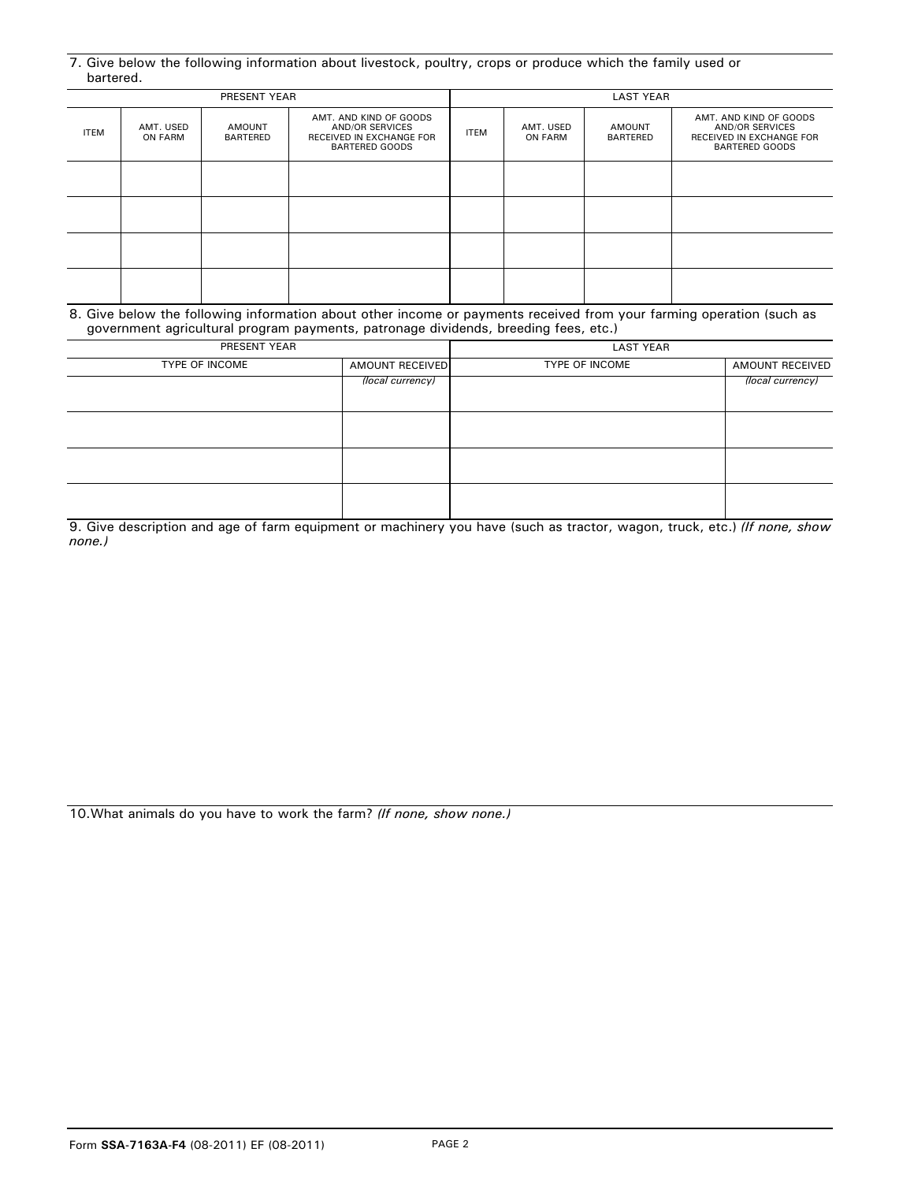7. Give below the following information about livestock, poultry, crops or produce which the family used or bartered.

| PRESENT YEAR | | | | LAST YEAR | | | |
|---|---|---|---|---|---|---|---|
| ITEM | AMT. USED ON FARM | AMOUNT BARTERED | AMT. AND KIND OF GOODS AND/OR SERVICES RECEIVED IN EXCHANGE FOR BARTERED GOODS | ITEM | AMT. USED ON FARM | AMOUNT BARTERED | AMT. AND KIND OF GOODS AND/OR SERVICES RECEIVED IN EXCHANGE FOR BARTERED GOODS |
| | | | | | | | |
| | | | | | | | |
| | | | | | | | |
| | | | | | | | |

8. Give below the following information about other income or payments received from your farming operation (such as government agricultural program payments, patronage dividends, breeding fees, etc.)

| PRESENT YEAR | | LAST YEAR | |
|---|---|---|---|
| TYPE OF INCOME | AMOUNT RECEIVED | TYPE OF INCOME | AMOUNT RECEIVED |
| | *(local currency)* | | *(local currency)* |
| | | | |
| | | | |
| | | | |

9. Give description and age of farm equipment or machinery you have (such as tractor, wagon, truck, etc.) *(If none, show none.)*

10. What animals do you have to work the farm? *(If none, show none.)*

Form **SSA-7163A-F4** (08-2011) EF (08-2011)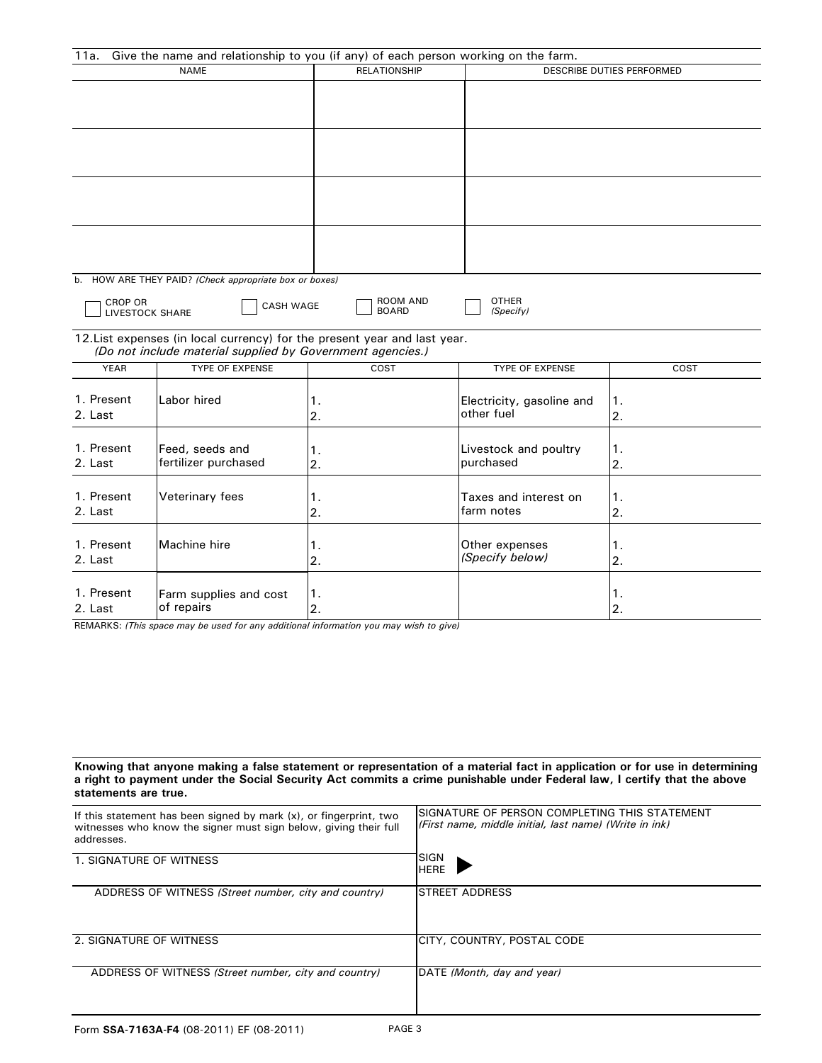11a. Give the name and relationship to you (if any) of each person working on the farm.

| NAME | RELATIONSHIP | DESCRIBE DUTIES PERFORMED |
| --- | --- | --- |
| | | |
| | | |
| | | |
| | | |

b. HOW ARE THEY PAID? *(Check appropriate box or boxes)*

☐ CROP OR LIVESTOCK SHARE ☐ CASH WAGE ☐ ROOM AND BOARD ☐ OTHER *(Specify)*

12. List expenses (in local currency) for the present year and last year.
*(Do not include material supplied by Government agencies.)*

| YEAR | TYPE OF EXPENSE | COST | TYPE OF EXPENSE | COST |
| --- | --- | --- | --- | --- |
| 1. Present<br>2. Last | Labor hired | 1.<br>2. | Electricity, gasoline and other fuel | 1.<br>2. |
| 1. Present<br>2. Last | Feed, seeds and fertilizer purchased | 1.<br>2. | Livestock and poultry purchased | 1.<br>2. |
| 1. Present<br>2. Last | Veterinary fees | 1.<br>2. | Taxes and interest on farm notes | 1.<br>2. |
| 1. Present<br>2. Last | Machine hire | 1.<br>2. | Other expenses *(Specify below)* | 1.<br>2. |
| 1. Present<br>2. Last | Farm supplies and cost of repairs | 1.<br>2. | | 1.<br>2. |

REMARKS: *(This space may be used for any additional information you may wish to give)*

**Knowing that anyone making a false statement or representation of a material fact in application or for use in determining a right to payment under the Social Security Act commits a crime punishable under Federal law, I certify that the above statements are true.**

| | |
| --- | --- |
| If this statement has been signed by mark (x), or fingerprint, two witnesses who know the signer must sign below, giving their full addresses. | SIGNATURE OF PERSON COMPLETING THIS STATEMENT *(First name, middle initial, last name) (Write in ink)* |
| 1. SIGNATURE OF WITNESS | SIGN HERE ▶ |
| ADDRESS OF WITNESS *(Street number, city and country)* | STREET ADDRESS |
| 2. SIGNATURE OF WITNESS | CITY, COUNTRY, POSTAL CODE |
| ADDRESS OF WITNESS *(Street number, city and country)* | DATE *(Month, day and year)* |

Form **SSA-7163A-F4** (08-2011) EF (08-2011)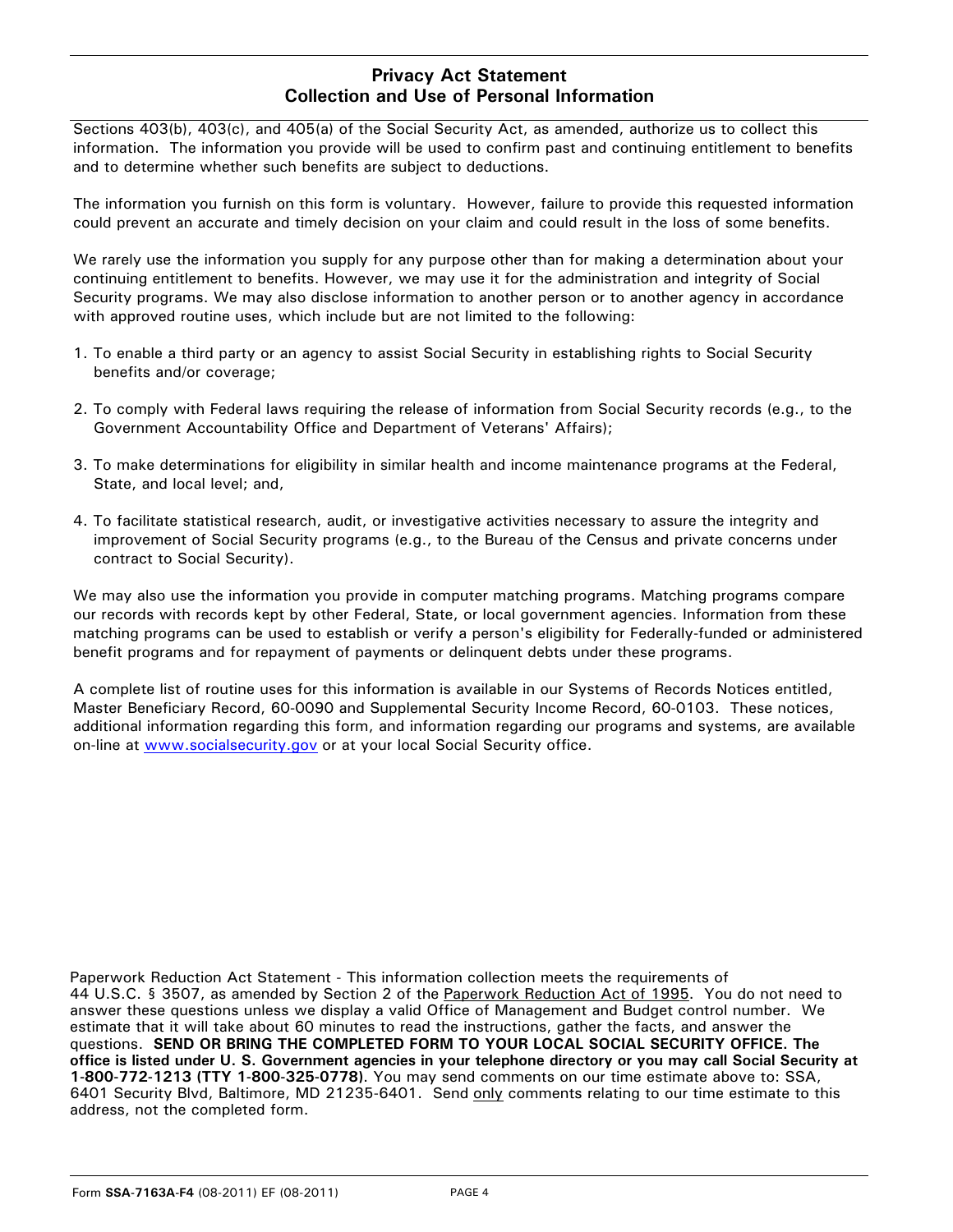## Privacy Act Statement
## Collection and Use of Personal Information

Sections 403(b), 403(c), and 405(a) of the Social Security Act, as amended, authorize us to collect this information. The information you provide will be used to confirm past and continuing entitlement to benefits and to determine whether such benefits are subject to deductions.

The information you furnish on this form is voluntary. However, failure to provide this requested information could prevent an accurate and timely decision on your claim and could result in the loss of some benefits.

We rarely use the information you supply for any purpose other than for making a determination about your continuing entitlement to benefits. However, we may use it for the administration and integrity of Social Security programs. We may also disclose information to another person or to another agency in accordance with approved routine uses, which include but are not limited to the following:

1. To enable a third party or an agency to assist Social Security in establishing rights to Social Security benefits and/or coverage;
2. To comply with Federal laws requiring the release of information from Social Security records (e.g., to the Government Accountability Office and Department of Veterans' Affairs);
3. To make determinations for eligibility in similar health and income maintenance programs at the Federal, State, and local level; and,
4. To facilitate statistical research, audit, or investigative activities necessary to assure the integrity and improvement of Social Security programs (e.g., to the Bureau of the Census and private concerns under contract to Social Security).

We may also use the information you provide in computer matching programs. Matching programs compare our records with records kept by other Federal, State, or local government agencies. Information from these matching programs can be used to establish or verify a person's eligibility for Federally-funded or administered benefit programs and for repayment of payments or delinquent debts under these programs.

A complete list of routine uses for this information is available in our Systems of Records Notices entitled, Master Beneficiary Record, 60-0090 and Supplemental Security Income Record, 60-0103. These notices, additional information regarding this form, and information regarding our programs and systems, are available on-line at www.socialsecurity.gov or at your local Social Security office.

Paperwork Reduction Act Statement - This information collection meets the requirements of 44 U.S.C. § 3507, as amended by Section 2 of the Paperwork Reduction Act of 1995. You do not need to answer these questions unless we display a valid Office of Management and Budget control number. We estimate that it will take about 60 minutes to read the instructions, gather the facts, and answer the questions. **SEND OR BRING THE COMPLETED FORM TO YOUR LOCAL SOCIAL SECURITY OFFICE. The office is listed under U. S. Government agencies in your telephone directory or you may call Social Security at 1-800-772-1213 (TTY 1-800-325-0778).** You may send comments on our time estimate above to: SSA, 6401 Security Blvd, Baltimore, MD 21235-6401. Send only comments relating to our time estimate to this address, not the completed form.

Form **SSA-7163A-F4** (08-2011) EF (08-2011)